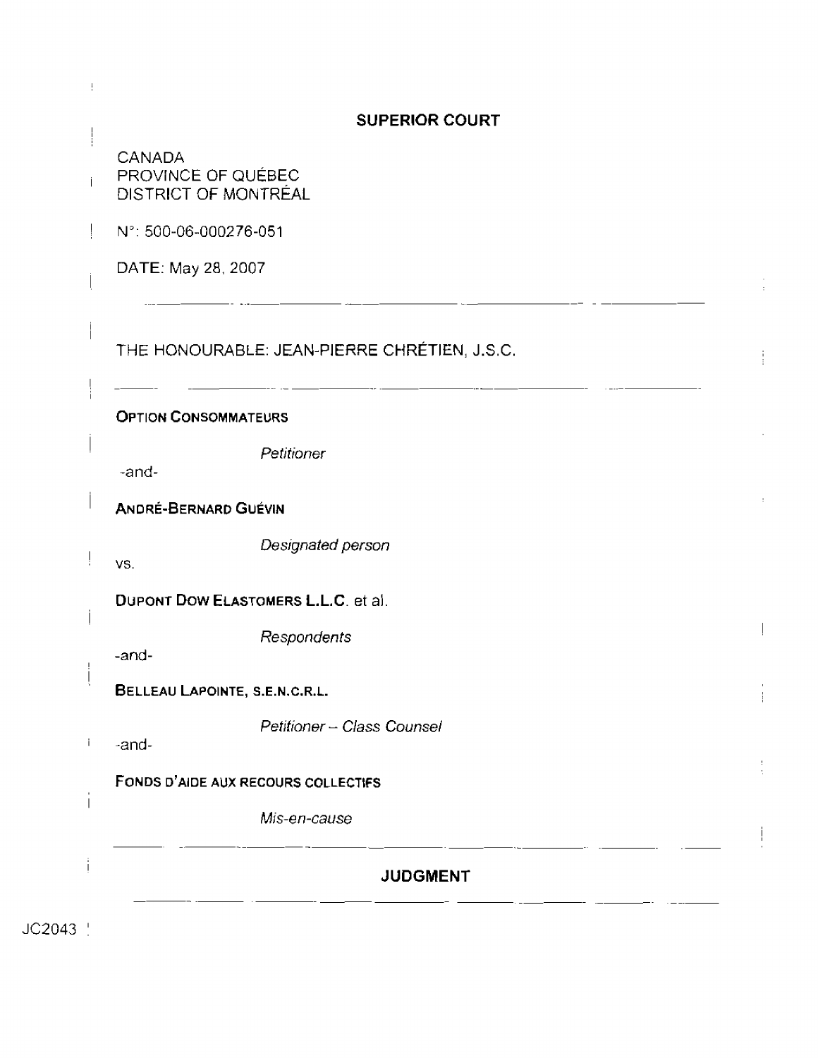## SUPERIOR COURT

CANADA
PROVINCE OF QUÉBEC
DISTRICT OF MONTRÉAL

N°: 500-06-000276-051

DATE: May 28, 2007

---

THE HONOURABLE: JEAN-PIERRE CHRÉTIEN, J.S.C.

---

**OPTION CONSOMMATEURS**

*Petitioner*

-and-

**ANDRÉ-BERNARD GUÉVIN**

*Designated person*

vs.

**DUPONT DOW ELASTOMERS L.L.C.** et al.

*Respondents*

-and-

**BELLEAU LAPOINTE, S.E.N.C.R.L.**

*Petitioner – Class Counsel*

-and-

**FONDS D'AIDE AUX RECOURS COLLECTIFS**

*Mis-en-cause*

---

## JUDGMENT

---

JC2043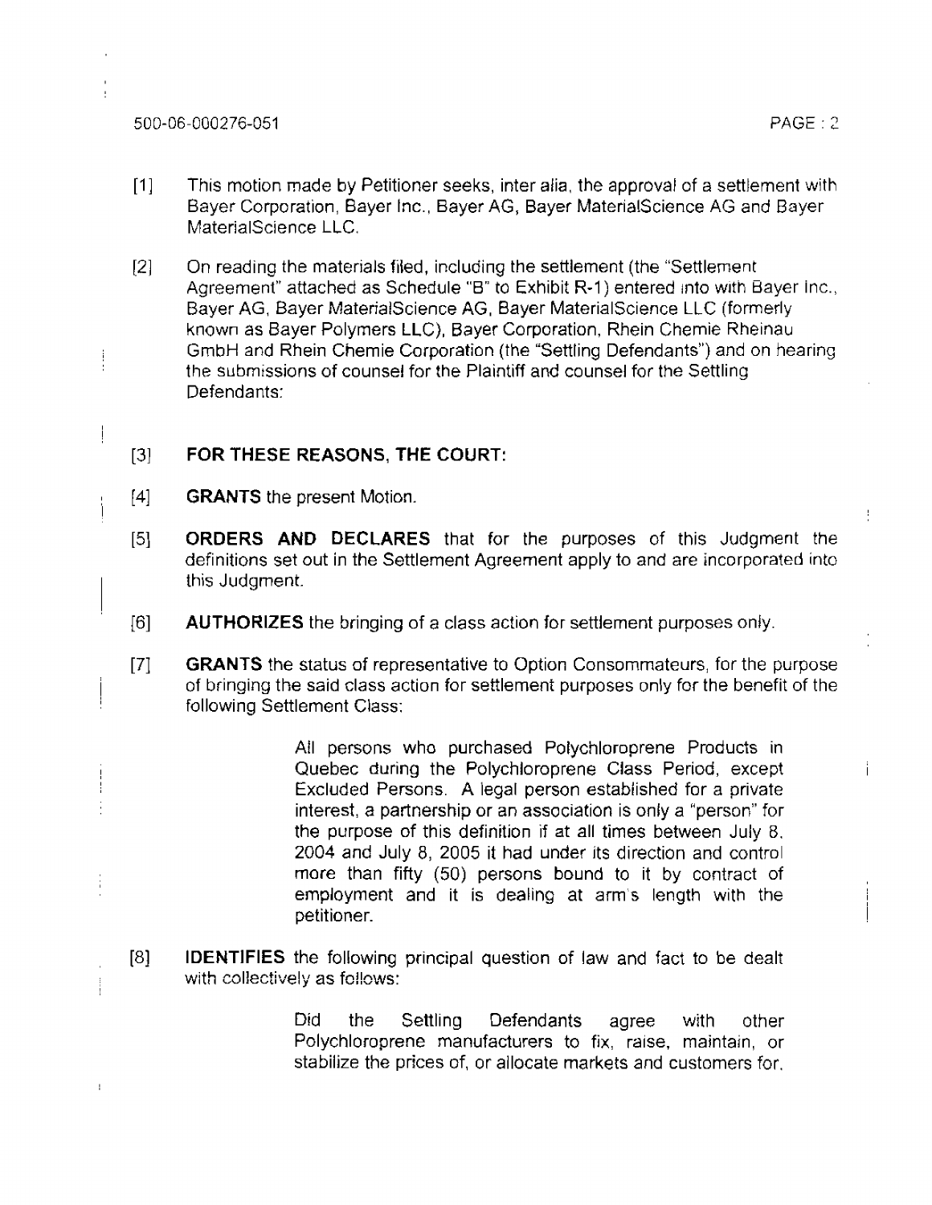[1] This motion made by Petitioner seeks, inter alia, the approval of a settlement with Bayer Corporation, Bayer Inc., Bayer AG, Bayer MaterialScience AG and Bayer MaterialScience LLC.

[2] On reading the materials filed, including the settlement (the "Settlement Agreement" attached as Schedule "B" to Exhibit R-1) entered into with Bayer Inc., Bayer AG, Bayer MaterialScience AG, Bayer MaterialScience LLC (formerly known as Bayer Polymers LLC), Bayer Corporation, Rhein Chemie Rheinau GmbH and Rhein Chemie Corporation (the "Settling Defendants") and on hearing the submissions of counsel for the Plaintiff and counsel for the Settling Defendants:

[3] **FOR THESE REASONS, THE COURT:**

[4] **GRANTS** the present Motion.

[5] **ORDERS AND DECLARES** that for the purposes of this Judgment the definitions set out in the Settlement Agreement apply to and are incorporated into this Judgment.

[6] **AUTHORIZES** the bringing of a class action for settlement purposes only.

[7] **GRANTS** the status of representative to Option Consommateurs, for the purpose of bringing the said class action for settlement purposes only for the benefit of the following Settlement Class:

> All persons who purchased Polychloroprene Products in Quebec during the Polychloroprene Class Period, except Excluded Persons. A legal person established for a private interest, a partnership or an association is only a "person" for the purpose of this definition if at all times between July 8, 2004 and July 8, 2005 it had under its direction and control more than fifty (50) persons bound to it by contract of employment and it is dealing at arm's length with the petitioner.

[8] **IDENTIFIES** the following principal question of law and fact to be dealt with collectively as follows:

> Did the Settling Defendants agree with other Polychloroprene manufacturers to fix, raise, maintain, or stabilize the prices of, or allocate markets and customers for,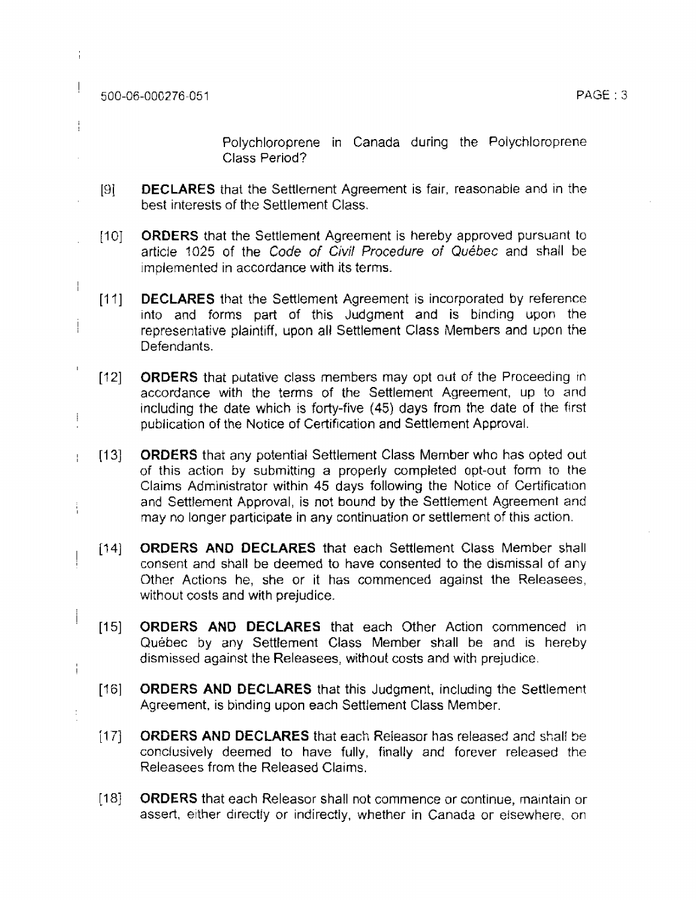Polychloroprene in Canada during the Polychloroprene Class Period?

[9] **DECLARES** that the Settlement Agreement is fair, reasonable and in the best interests of the Settlement Class.

[10] **ORDERS** that the Settlement Agreement is hereby approved pursuant to article 1025 of the *Code of Civil Procedure of Québec* and shall be implemented in accordance with its terms.

[11] **DECLARES** that the Settlement Agreement is incorporated by reference into and forms part of this Judgment and is binding upon the representative plaintiff, upon all Settlement Class Members and upon the Defendants.

[12] **ORDERS** that putative class members may opt out of the Proceeding in accordance with the terms of the Settlement Agreement, up to and including the date which is forty-five (45) days from the date of the first publication of the Notice of Certification and Settlement Approval.

[13] **ORDERS** that any potential Settlement Class Member who has opted out of this action by submitting a properly completed opt-out form to the Claims Administrator within 45 days following the Notice of Certification and Settlement Approval, is not bound by the Settlement Agreement and may no longer participate in any continuation or settlement of this action.

[14] **ORDERS AND DECLARES** that each Settlement Class Member shall consent and shall be deemed to have consented to the dismissal of any Other Actions he, she or it has commenced against the Releasees, without costs and with prejudice.

[15] **ORDERS AND DECLARES** that each Other Action commenced in Québec by any Settlement Class Member shall be and is hereby dismissed against the Releasees, without costs and with prejudice.

[16] **ORDERS AND DECLARES** that this Judgment, including the Settlement Agreement, is binding upon each Settlement Class Member.

[17] **ORDERS AND DECLARES** that each Releasor has released and shall be conclusively deemed to have fully, finally and forever released the Releasees from the Released Claims.

[18] **ORDERS** that each Releasor shall not commence or continue, maintain or assert, either directly or indirectly, whether in Canada or elsewhere, on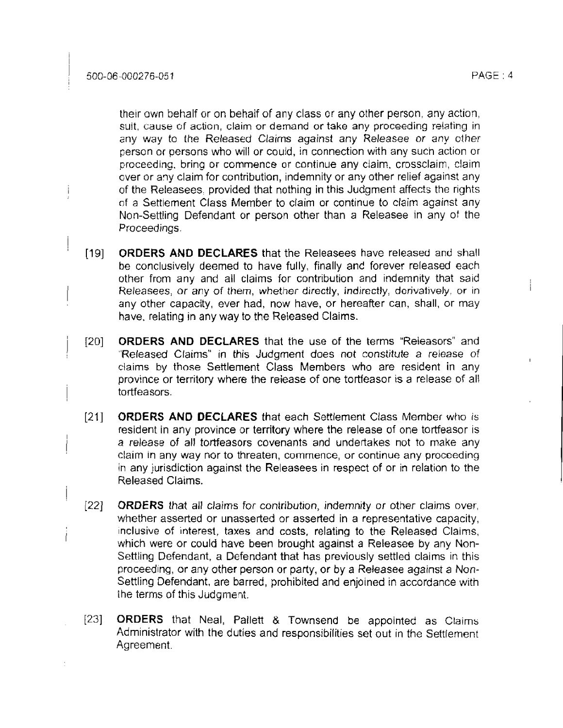their own behalf or on behalf of any class or any other person, any action, suit, cause of action, claim or demand or take any proceeding relating in any way to the Released Claims against any Releasee or any other person or persons who will or could, in connection with any such action or proceeding, bring or commence or continue any claim, crossclaim, claim over or any claim for contribution, indemnity or any other relief against any of the Releasees, provided that nothing in this Judgment affects the rights of a Settlement Class Member to claim or continue to claim against any Non-Settling Defendant or person other than a Releasee in any of the Proceedings.

[19] **ORDERS AND DECLARES** that the Releasees have released and shall be conclusively deemed to have fully, finally and forever released each other from any and all claims for contribution and indemnity that said Releasees, or any of them, whether directly, indirectly, derivatively, or in any other capacity, ever had, now have, or hereafter can, shall, or may have, relating in any way to the Released Claims.

[20] **ORDERS AND DECLARES** that the use of the terms "Releasors" and "Released Claims" in this Judgment does not constitute a release of claims by those Settlement Class Members who are resident in any province or territory where the release of one tortfeasor is a release of all tortfeasors.

[21] **ORDERS AND DECLARES** that each Settlement Class Member who is resident in any province or territory where the release of one tortfeasor is a release of all tortfeasors covenants and undertakes not to make any claim in any way nor to threaten, commence, or continue any proceeding in any jurisdiction against the Releasees in respect of or in relation to the Released Claims.

[22] **ORDERS** that all claims for contribution, indemnity or other claims over, whether asserted or unasserted or asserted in a representative capacity, inclusive of interest, taxes and costs, relating to the Released Claims, which were or could have been brought against a Releasee by any Non-Settling Defendant, a Defendant that has previously settled claims in this proceeding, or any other person or party, or by a Releasee against a Non-Settling Defendant, are barred, prohibited and enjoined in accordance with the terms of this Judgment.

[23] **ORDERS** that Neal, Pallett & Townsend be appointed as Claims Administrator with the duties and responsibilities set out in the Settlement Agreement.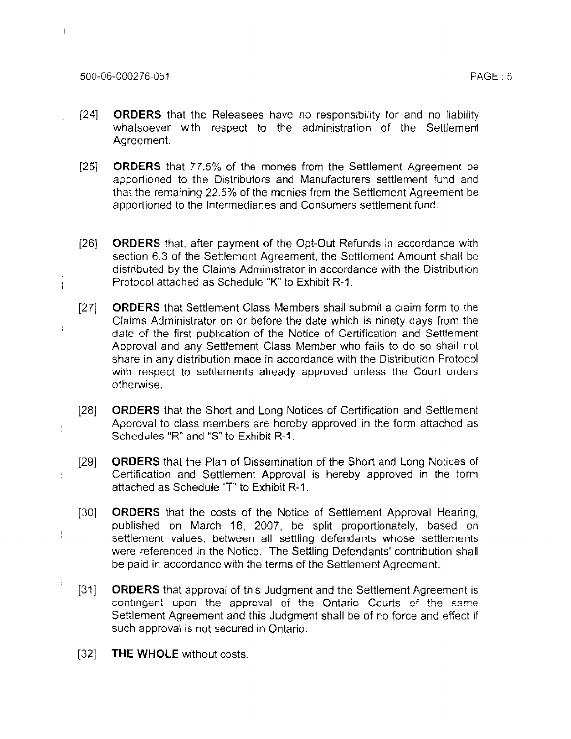[24] **ORDERS** that the Releasees have no responsibility for and no liability whatsoever with respect to the administration of the Settlement Agreement.

[25] **ORDERS** that 77.5% of the monies from the Settlement Agreement be apportioned to the Distributors and Manufacturers settlement fund and that the remaining 22.5% of the monies from the Settlement Agreement be apportioned to the Intermediaries and Consumers settlement fund.

[26] **ORDERS** that, after payment of the Opt-Out Refunds in accordance with section 6.3 of the Settlement Agreement, the Settlement Amount shall be distributed by the Claims Administrator in accordance with the Distribution Protocol attached as Schedule "K" to Exhibit R-1.

[27] **ORDERS** that Settlement Class Members shall submit a claim form to the Claims Administrator on or before the date which is ninety days from the date of the first publication of the Notice of Certification and Settlement Approval and any Settlement Class Member who fails to do so shall not share in any distribution made in accordance with the Distribution Protocol with respect to settlements already approved unless the Court orders otherwise.

[28] **ORDERS** that the Short and Long Notices of Certification and Settlement Approval to class members are hereby approved in the form attached as Schedules "R" and "S" to Exhibit R-1.

[29] **ORDERS** that the Plan of Dissemination of the Short and Long Notices of Certification and Settlement Approval is hereby approved in the form attached as Schedule "T" to Exhibit R-1.

[30] **ORDERS** that the costs of the Notice of Settlement Approval Hearing, published on March 16, 2007, be split proportionately, based on settlement values, between all settling defendants whose settlements were referenced in the Notice. The Settling Defendants' contribution shall be paid in accordance with the terms of the Settlement Agreement.

[31] **ORDERS** that approval of this Judgment and the Settlement Agreement is contingent upon the approval of the Ontario Courts of the same Settlement Agreement and this Judgment shall be of no force and effect if such approval is not secured in Ontario.

[32] **THE WHOLE** without costs.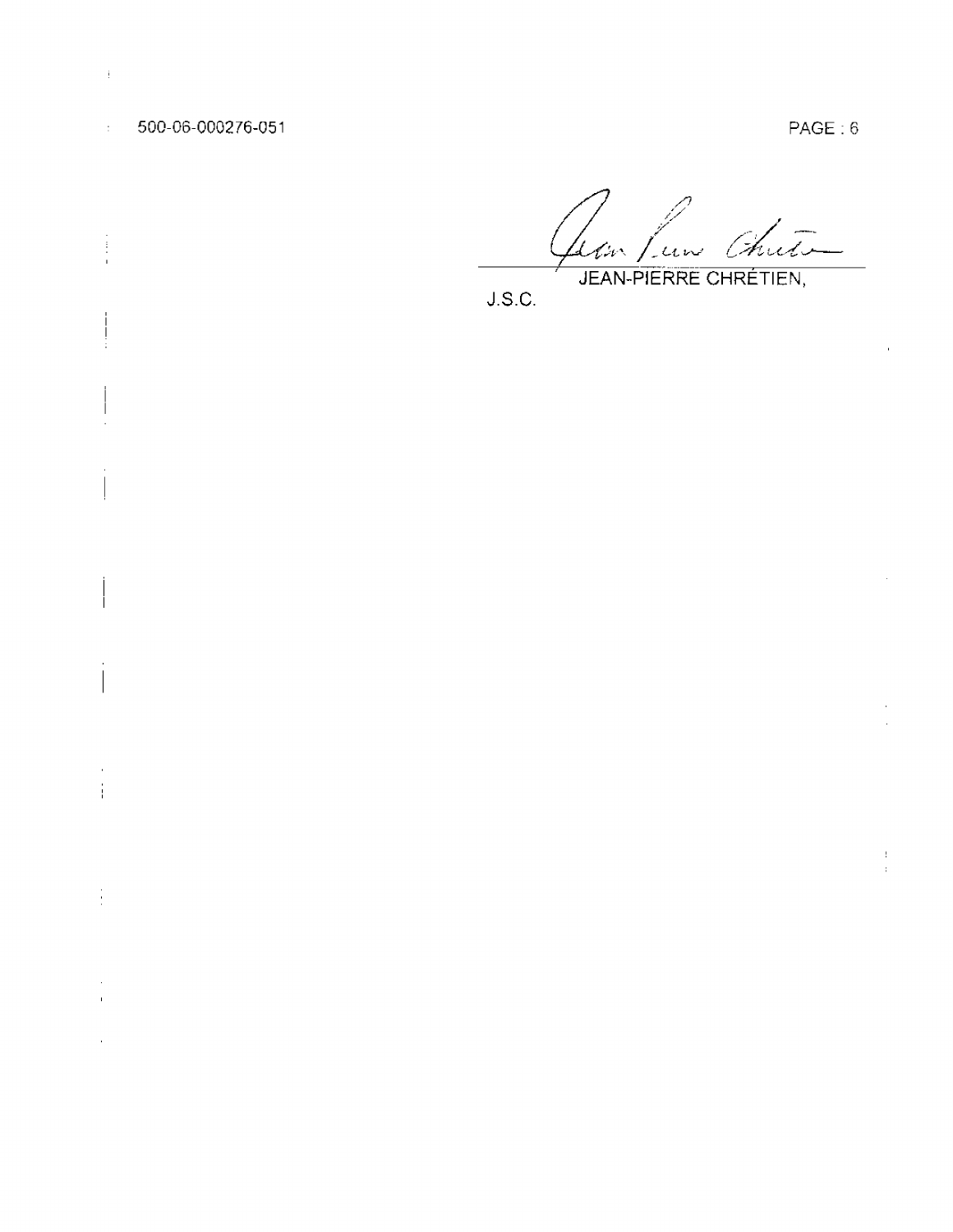JEAN-PIERRE CHRÉTIEN,

J.S.C.